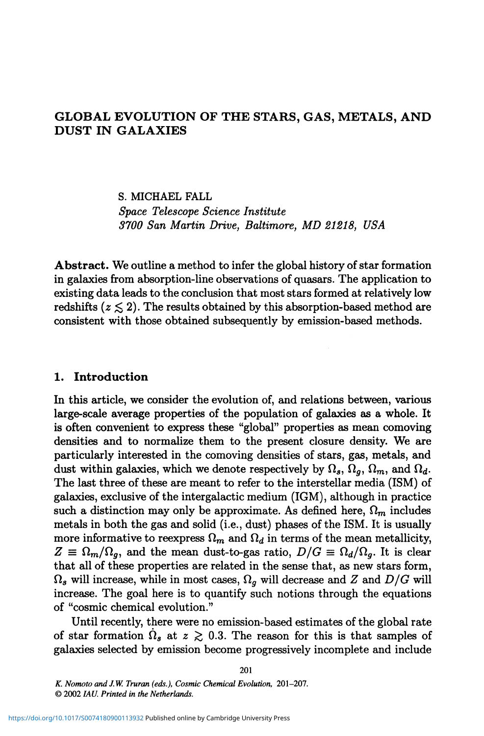# GLOBAL EVOLUTION OF THE STARS, GAS, METALS, AND DUST IN GALAXIES

S. MICHAEL FALL
*Space Telescope Science Institute*
*3700 San Martin Drive, Baltimore, MD 21218, USA*

**Abstract.** We outline a method to infer the global history of star formation in galaxies from absorption-line observations of quasars. The application to existing data leads to the conclusion that most stars formed at relatively low redshifts ($z \lesssim 2$). The results obtained by this absorption-based method are consistent with those obtained subsequently by emission-based methods.

## 1. Introduction

In this article, we consider the evolution of, and relations between, various large-scale average properties of the population of galaxies as a whole. It is often convenient to express these "global" properties as mean comoving densities and to normalize them to the present closure density. We are particularly interested in the comoving densities of stars, gas, metals, and dust within galaxies, which we denote respectively by $\Omega_s$, $\Omega_g$, $\Omega_m$, and $\Omega_d$. The last three of these are meant to refer to the interstellar media (ISM) of galaxies, exclusive of the intergalactic medium (IGM), although in practice such a distinction may only be approximate. As defined here, $\Omega_m$ includes metals in both the gas and solid (i.e., dust) phases of the ISM. It is usually more informative to reexpress $\Omega_m$ and $\Omega_d$ in terms of the mean metallicity, $Z \equiv \Omega_m/\Omega_g$, and the mean dust-to-gas ratio, $D/G \equiv \Omega_d/\Omega_g$. It is clear that all of these properties are related in the sense that, as new stars form, $\Omega_s$ will increase, while in most cases, $\Omega_g$ will decrease and $Z$ and $D/G$ will increase. The goal here is to quantify such notions through the equations of "cosmic chemical evolution."

Until recently, there were no emission-based estimates of the global rate of star formation $\dot{\Omega}_s$ at $z \gtrsim 0.3$. The reason for this is that samples of galaxies selected by emission become progressively incomplete and include

*K. Nomoto and J.W. Truran (eds.), Cosmic Chemical Evolution, 201–207.*
*© 2002 IAU. Printed in the Netherlands.*

https://doi.org/10.1017/S0074180900113932 Published online by Cambridge University Press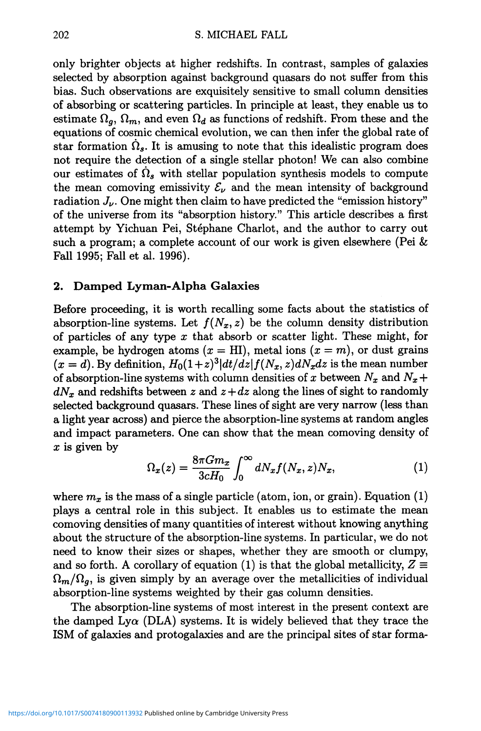only brighter objects at higher redshifts. In contrast, samples of galaxies selected by absorption against background quasars do not suffer from this bias. Such observations are exquisitely sensitive to small column densities of absorbing or scattering particles. In principle at least, they enable us to estimate $\Omega_g$, $\Omega_m$, and even $\Omega_d$ as functions of redshift. From these and the equations of cosmic chemical evolution, we can then infer the global rate of star formation $\dot{\Omega}_s$. It is amusing to note that this idealistic program does not require the detection of a single stellar photon! We can also combine our estimates of $\dot{\Omega}_s$ with stellar population synthesis models to compute the mean comoving emissivity $\mathcal{E}_\nu$ and the mean intensity of background radiation $J_\nu$. One might then claim to have predicted the "emission history" of the universe from its "absorption history." This article describes a first attempt by Yichuan Pei, Stéphane Charlot, and the author to carry out such a program; a complete account of our work is given elsewhere (Pei & Fall 1995; Fall et al. 1996).

## 2. Damped Lyman-Alpha Galaxies

Before proceeding, it is worth recalling some facts about the statistics of absorption-line systems. Let $f(N_x, z)$ be the column density distribution of particles of any type $x$ that absorb or scatter light. These might, for example, be hydrogen atoms ($x = \mathrm{HI}$), metal ions ($x = m$), or dust grains ($x = d$). By definition, $H_0(1+z)^3|dt/dz|f(N_x, z)dN_x dz$ is the mean number of absorption-line systems with column densities of $x$ between $N_x$ and $N_x + dN_x$ and redshifts between $z$ and $z + dz$ along the lines of sight to randomly selected background quasars. These lines of sight are very narrow (less than a light year across) and pierce the absorption-line systems at random angles and impact parameters. One can show that the mean comoving density of $x$ is given by

$$\Omega_x(z) = \frac{8\pi G m_x}{3cH_0} \int_0^\infty dN_x f(N_x, z) N_x, \tag{1}$$

where $m_x$ is the mass of a single particle (atom, ion, or grain). Equation (1) plays a central role in this subject. It enables us to estimate the mean comoving densities of many quantities of interest without knowing anything about the structure of the absorption-line systems. In particular, we do not need to know their sizes or shapes, whether they are smooth or clumpy, and so forth. A corollary of equation (1) is that the global metallicity, $Z \equiv \Omega_m/\Omega_g$, is given simply by an average over the metallicities of individual absorption-line systems weighted by their gas column densities.

The absorption-line systems of most interest in the present context are the damped Ly$\alpha$ (DLA) systems. It is widely believed that they trace the ISM of galaxies and protogalaxies and are the principal sites of star forma-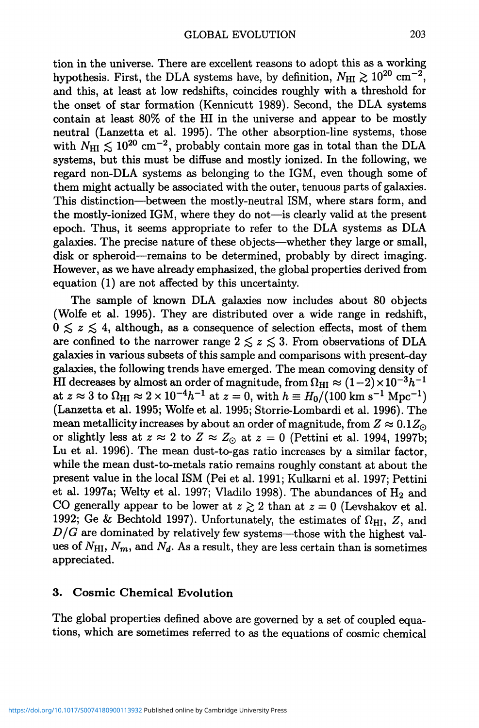tion in the universe. There are excellent reasons to adopt this as a working hypothesis. First, the DLA systems have, by definition, $N_{\rm HI} \gtrsim 10^{20}$ cm$^{-2}$, and this, at least at low redshifts, coincides roughly with a threshold for the onset of star formation (Kennicutt 1989). Second, the DLA systems contain at least 80% of the HI in the universe and appear to be mostly neutral (Lanzetta et al. 1995). The other absorption-line systems, those with $N_{\rm HI} \lesssim 10^{20}$ cm$^{-2}$, probably contain more gas in total than the DLA systems, but this must be diffuse and mostly ionized. In the following, we regard non-DLA systems as belonging to the IGM, even though some of them might actually be associated with the outer, tenuous parts of galaxies. This distinction—between the mostly-neutral ISM, where stars form, and the mostly-ionized IGM, where they do not—is clearly valid at the present epoch. Thus, it seems appropriate to refer to the DLA systems as DLA galaxies. The precise nature of these objects—whether they large or small, disk or spheroid—remains to be determined, probably by direct imaging. However, as we have already emphasized, the global properties derived from equation (1) are not affected by this uncertainty.

The sample of known DLA galaxies now includes about 80 objects (Wolfe et al. 1995). They are distributed over a wide range in redshift, $0 \lesssim z \lesssim 4$, although, as a consequence of selection effects, most of them are confined to the narrower range $2 \lesssim z \lesssim 3$. From observations of DLA galaxies in various subsets of this sample and comparisons with present-day galaxies, the following trends have emerged. The mean comoving density of HI decreases by almost an order of magnitude, from $\Omega_{\rm HI} \approx (1-2) \times 10^{-3} h^{-1}$ at $z \approx 3$ to $\Omega_{\rm HI} \approx 2 \times 10^{-4} h^{-1}$ at $z = 0$, with $h \equiv H_0/(100 \text{ km s}^{-1} \text{ Mpc}^{-1})$ (Lanzetta et al. 1995; Wolfe et al. 1995; Storrie-Lombardi et al. 1996). The mean metallicity increases by about an order of magnitude, from $Z \approx 0.1 Z_{\odot}$ or slightly less at $z \approx 2$ to $Z \approx Z_{\odot}$ at $z = 0$ (Pettini et al. 1994, 1997b; Lu et al. 1996). The mean dust-to-gas ratio increases by a similar factor, while the mean dust-to-metals ratio remains roughly constant at about the present value in the local ISM (Pei et al. 1991; Kulkarni et al. 1997; Pettini et al. 1997a; Welty et al. 1997; Vladilo 1998). The abundances of $H_2$ and CO generally appear to be lower at $z \gtrsim 2$ than at $z = 0$ (Levshakov et al. 1992; Ge & Bechtold 1997). Unfortunately, the estimates of $\Omega_{\rm HI}$, $Z$, and $D/G$ are dominated by relatively few systems—those with the highest values of $N_{\rm HI}$, $N_m$, and $N_d$. As a result, they are less certain than is sometimes appreciated.

## 3. Cosmic Chemical Evolution

The global properties defined above are governed by a set of coupled equations, which are sometimes referred to as the equations of cosmic chemical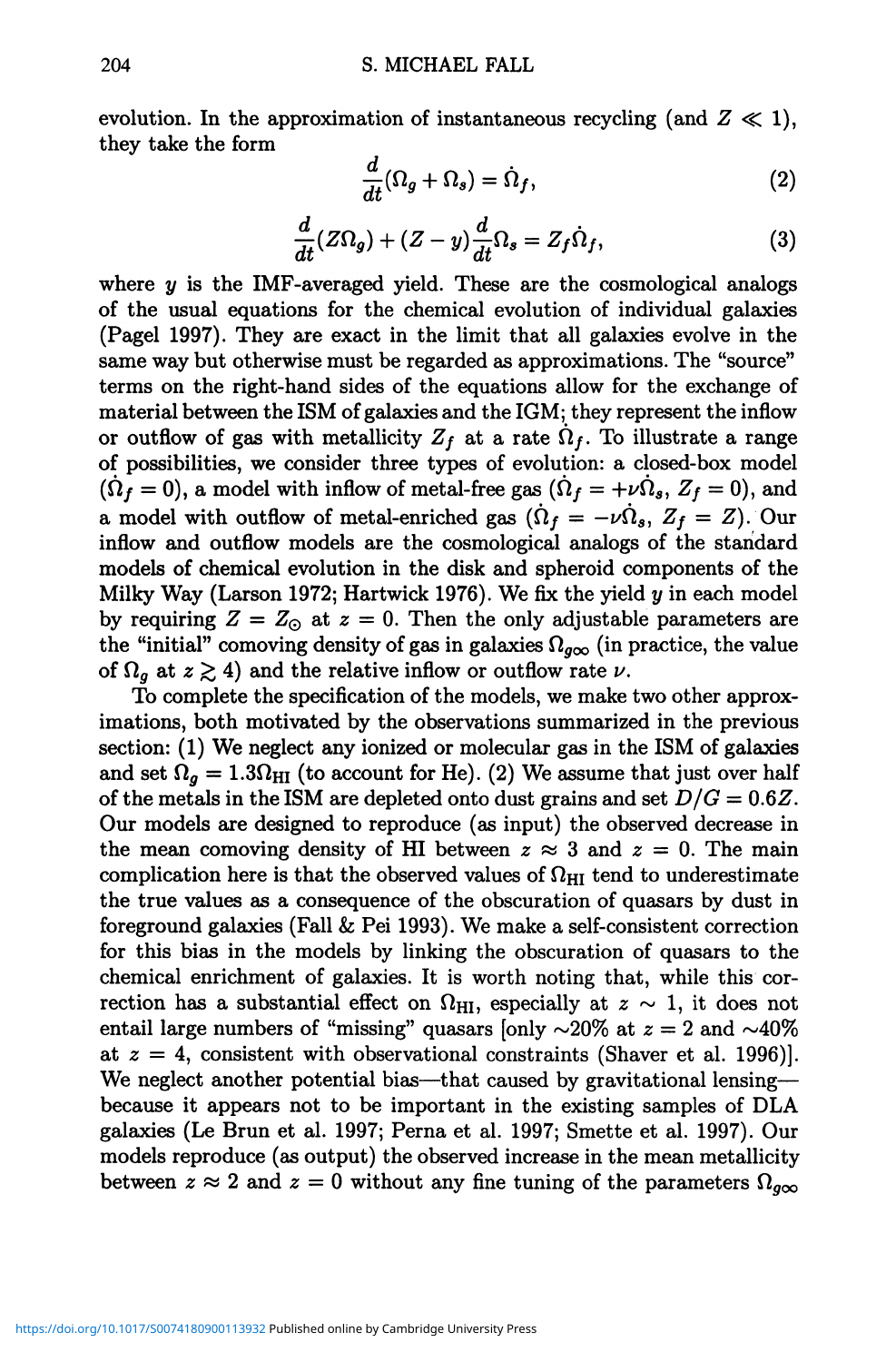evolution. In the approximation of instantaneous recycling (and $Z \ll 1$), they take the form

$$\frac{d}{dt}(\Omega_g + \Omega_s) = \dot{\Omega}_f, \tag{2}$$

$$\frac{d}{dt}(Z\Omega_g) + (Z - y)\frac{d}{dt}\Omega_s = Z_f\dot{\Omega}_f, \tag{3}$$

where $y$ is the IMF-averaged yield. These are the cosmological analogs of the usual equations for the chemical evolution of individual galaxies (Pagel 1997). They are exact in the limit that all galaxies evolve in the same way but otherwise must be regarded as approximations. The "source" terms on the right-hand sides of the equations allow for the exchange of material between the ISM of galaxies and the IGM; they represent the inflow or outflow of gas with metallicity $Z_f$ at a rate $\dot{\Omega}_f$. To illustrate a range of possibilities, we consider three types of evolution: a closed-box model ($\dot{\Omega}_f = 0$), a model with inflow of metal-free gas ($\dot{\Omega}_f = +\nu\dot{\Omega}_s$, $Z_f = 0$), and a model with outflow of metal-enriched gas ($\dot{\Omega}_f = -\nu\dot{\Omega}_s$, $Z_f = Z$). Our inflow and outflow models are the cosmological analogs of the standard models of chemical evolution in the disk and spheroid components of the Milky Way (Larson 1972; Hartwick 1976). We fix the yield $y$ in each model by requiring $Z = Z_\odot$ at $z = 0$. Then the only adjustable parameters are the "initial" comoving density of gas in galaxies $\Omega_{g\infty}$ (in practice, the value of $\Omega_g$ at $z \gtrsim 4$) and the relative inflow or outflow rate $\nu$.

To complete the specification of the models, we make two other approximations, both motivated by the observations summarized in the previous section: (1) We neglect any ionized or molecular gas in the ISM of galaxies and set $\Omega_g = 1.3\Omega_{\rm HI}$ (to account for He). (2) We assume that just over half of the metals in the ISM are depleted onto dust grains and set $D/G = 0.6Z$. Our models are designed to reproduce (as input) the observed decrease in the mean comoving density of HI between $z \approx 3$ and $z = 0$. The main complication here is that the observed values of $\Omega_{\rm HI}$ tend to underestimate the true values as a consequence of the obscuration of quasars by dust in foreground galaxies (Fall & Pei 1993). We make a self-consistent correction for this bias in the models by linking the obscuration of quasars to the chemical enrichment of galaxies. It is worth noting that, while this correction has a substantial effect on $\Omega_{\rm HI}$, especially at $z \sim 1$, it does not entail large numbers of "missing" quasars [only $\sim$20% at $z = 2$ and $\sim$40% at $z = 4$, consistent with observational constraints (Shaver et al. 1996)]. We neglect another potential bias—that caused by gravitational lensing—because it appears not to be important in the existing samples of DLA galaxies (Le Brun et al. 1997; Perna et al. 1997; Smette et al. 1997). Our models reproduce (as output) the observed increase in the mean metallicity between $z \approx 2$ and $z = 0$ without any fine tuning of the parameters $\Omega_{g\infty}$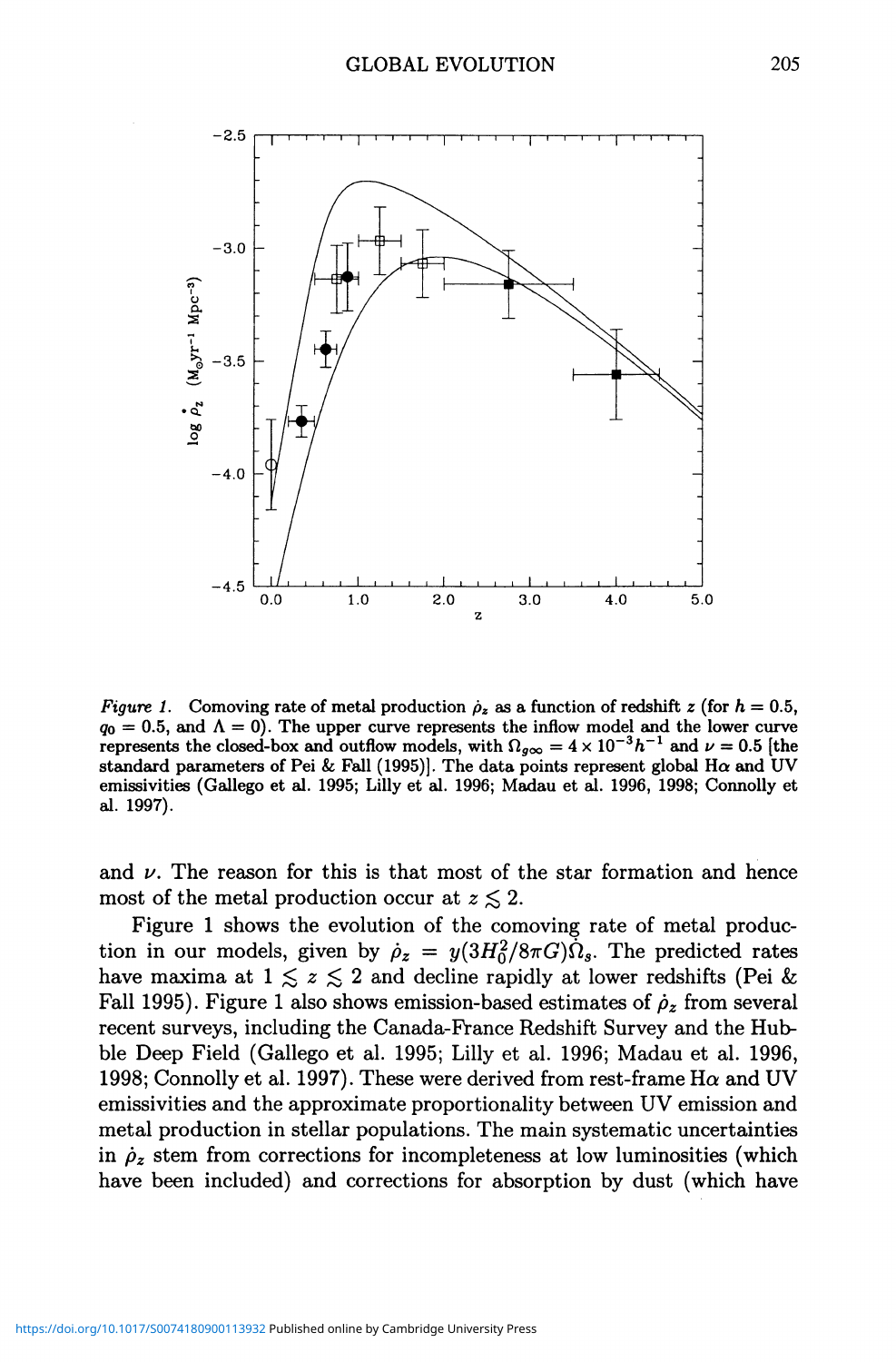−2.5

−3.0

−3.5

−4.0

−4.5

0.0 1.0 2.0 3.0 4.0 5.0

z

$\log \dot{\rho}_z$ ($M_\odot yr^{-1} Mpc^{-3}$)

*Figure 1.* Comoving rate of metal production $\dot{\rho}_z$ as a function of redshift $z$ (for $h = 0.5$, $q_0 = 0.5$, and $\Lambda = 0$). The upper curve represents the inflow model and the lower curve represents the closed-box and outflow models, with $\Omega_{g\infty} = 4 \times 10^{-3} h^{-1}$ and $\nu = 0.5$ [the standard parameters of Pei & Fall (1995)]. The data points represent global H$\alpha$ and UV emissivities (Gallego et al. 1995; Lilly et al. 1996; Madau et al. 1996, 1998; Connolly et al. 1997).

and $\nu$. The reason for this is that most of the star formation and hence most of the metal production occur at $z \lesssim 2$.

Figure 1 shows the evolution of the comoving rate of metal production in our models, given by $\dot{\rho}_z = y(3H_0^2/8\pi G)\dot{\Omega}_s$. The predicted rates have maxima at $1 \lesssim z \lesssim 2$ and decline rapidly at lower redshifts (Pei & Fall 1995). Figure 1 also shows emission-based estimates of $\dot{\rho}_z$ from several recent surveys, including the Canada-France Redshift Survey and the Hubble Deep Field (Gallego et al. 1995; Lilly et al. 1996; Madau et al. 1996, 1998; Connolly et al. 1997). These were derived from rest-frame H$\alpha$ and UV emissivities and the approximate proportionality between UV emission and metal production in stellar populations. The main systematic uncertainties in $\dot{\rho}_z$ stem from corrections for incompleteness at low luminosities (which have been included) and corrections for absorption by dust (which have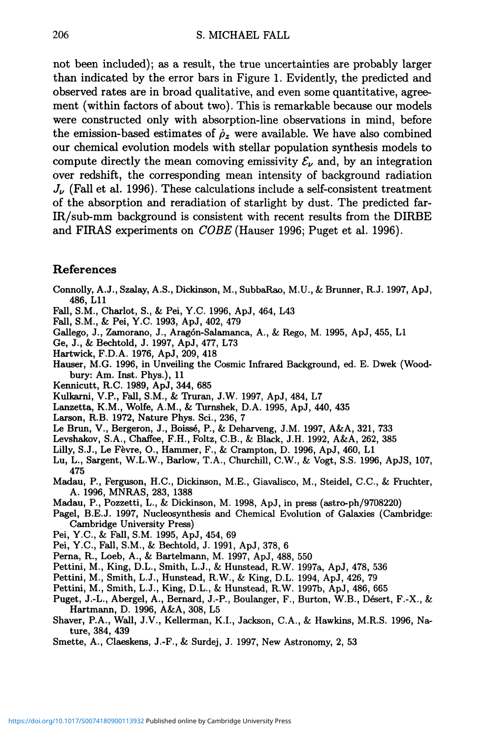not been included); as a result, the true uncertainties are probably larger than indicated by the error bars in Figure 1. Evidently, the predicted and observed rates are in broad qualitative, and even some quantitative, agreement (within factors of about two). This is remarkable because our models were constructed only with absorption-line observations in mind, before the emission-based estimates of $\dot{\rho}_z$ were available. We have also combined our chemical evolution models with stellar population synthesis models to compute directly the mean comoving emissivity $\mathcal{E}_\nu$ and, by an integration over redshift, the corresponding mean intensity of background radiation $J_\nu$ (Fall et al. 1996). These calculations include a self-consistent treatment of the absorption and reradiation of starlight by dust. The predicted far-IR/sub-mm background is consistent with recent results from the DIRBE and FIRAS experiments on *COBE* (Hauser 1996; Puget et al. 1996).

## References

Connolly, A.J., Szalay, A.S., Dickinson, M., SubbaRao, M.U., & Brunner, R.J. 1997, ApJ, 486, L11

Fall, S.M., Charlot, S., & Pei, Y.C. 1996, ApJ, 464, L43

Fall, S.M., & Pei, Y.C. 1993, ApJ, 402, 479

Gallego, J., Zamorano, J., Aragón-Salamanca, A., & Rego, M. 1995, ApJ, 455, L1

Ge, J., & Bechtold, J. 1997, ApJ, 477, L73

Hartwick, F.D.A. 1976, ApJ, 209, 418

Hauser, M.G. 1996, in Unveiling the Cosmic Infrared Background, ed. E. Dwek (Woodbury: Am. Inst. Phys.), 11

Kennicutt, R.C. 1989, ApJ, 344, 685

Kulkarni, V.P., Fall, S.M., & Truran, J.W. 1997, ApJ, 484, L7

Lanzetta, K.M., Wolfe, A.M., & Turnshek, D.A. 1995, ApJ, 440, 435

Larson, R.B. 1972, Nature Phys. Sci., 236, 7

Le Brun, V., Bergeron, J., Boissé, P., & Deharveng, J.M. 1997, A&A, 321, 733

Levshakov, S.A., Chaffee, F.H., Foltz, C.B., & Black, J.H. 1992, A&A, 262, 385

Lilly, S.J., Le Fèvre, O., Hammer, F., & Crampton, D. 1996, ApJ, 460, L1

Lu, L., Sargent, W.L.W., Barlow, T.A., Churchill, C.W., & Vogt, S.S. 1996, ApJS, 107, 475

Madau, P., Ferguson, H.C., Dickinson, M.E., Giavalisco, M., Steidel, C.C., & Fruchter, A. 1996, MNRAS, 283, 1388

Madau, P., Pozzetti, L., & Dickinson, M. 1998, ApJ, in press (astro-ph/9708220)

Pagel, B.E.J. 1997, Nucleosynthesis and Chemical Evolution of Galaxies (Cambridge: Cambridge University Press)

Pei, Y.C., & Fall, S.M. 1995, ApJ, 454, 69

Pei, Y.C., Fall, S.M., & Bechtold, J. 1991, ApJ, 378, 6

Perna, R., Loeb, A., & Bartelmann, M. 1997, ApJ, 488, 550

Pettini, M., King, D.L., Smith, L.J., & Hunstead, R.W. 1997a, ApJ, 478, 536

Pettini, M., Smith, L.J., Hunstead, R.W., & King, D.L. 1994, ApJ, 426, 79

Pettini, M., Smith, L.J., King, D.L., & Hunstead, R.W. 1997b, ApJ, 486, 665

Puget, J.-L., Abergel, A., Bernard, J.-P., Boulanger, F., Burton, W.B., Désert, F.-X., & Hartmann, D. 1996, A&A, 308, L5

Shaver, P.A., Wall, J.V., Kellerman, K.I., Jackson, C.A., & Hawkins, M.R.S. 1996, Nature, 384, 439

Smette, A., Claeskens, J.-F., & Surdej, J. 1997, New Astronomy, 2, 53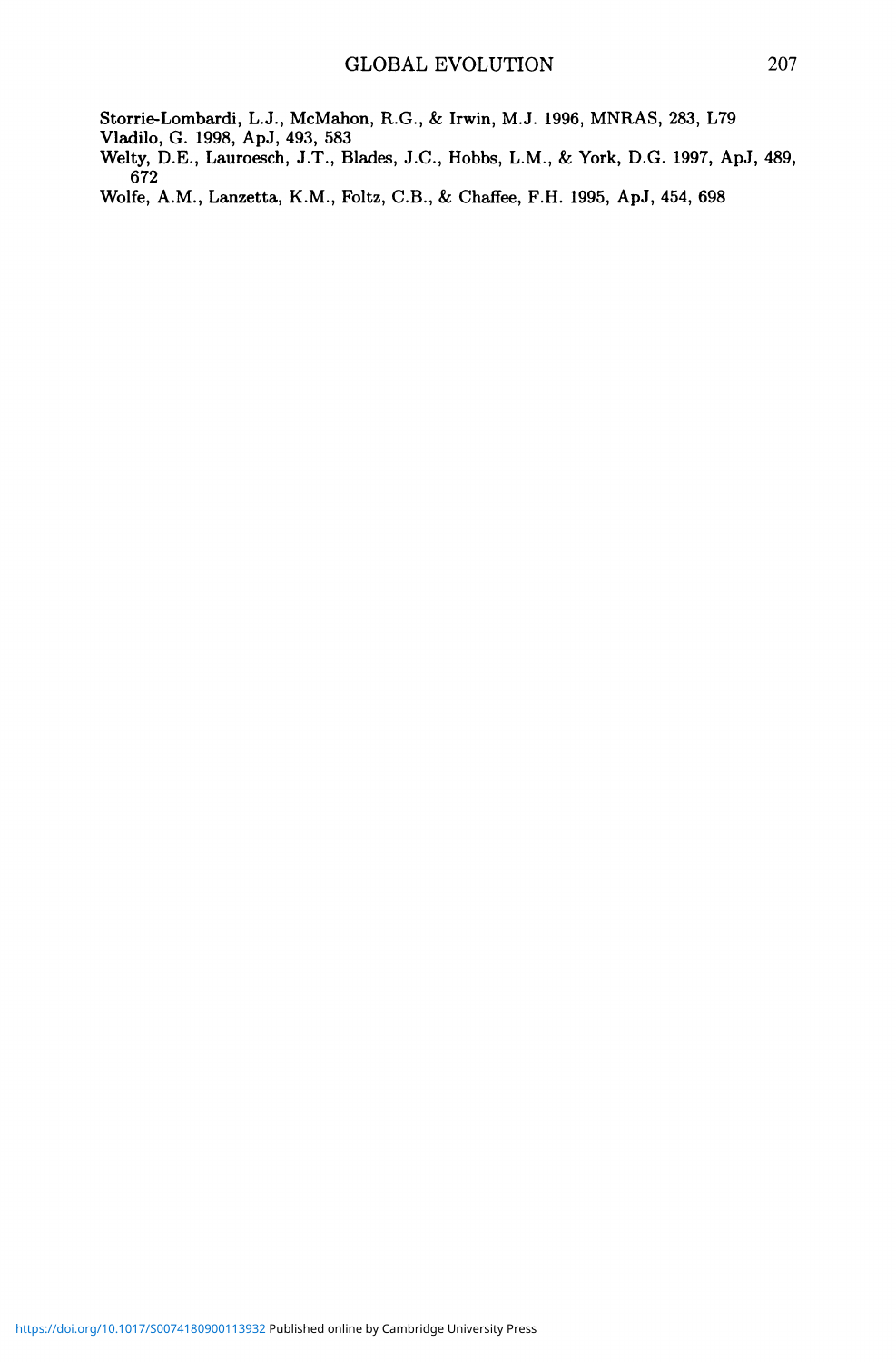Storrie-Lombardi, L.J., McMahon, R.G., & Irwin, M.J. 1996, MNRAS, 283, L79

Vladilo, G. 1998, ApJ, 493, 583

Welty, D.E., Lauroesch, J.T., Blades, J.C., Hobbs, L.M., & York, D.G. 1997, ApJ, 489, 672

Wolfe, A.M., Lanzetta, K.M., Foltz, C.B., & Chaffee, F.H. 1995, ApJ, 454, 698